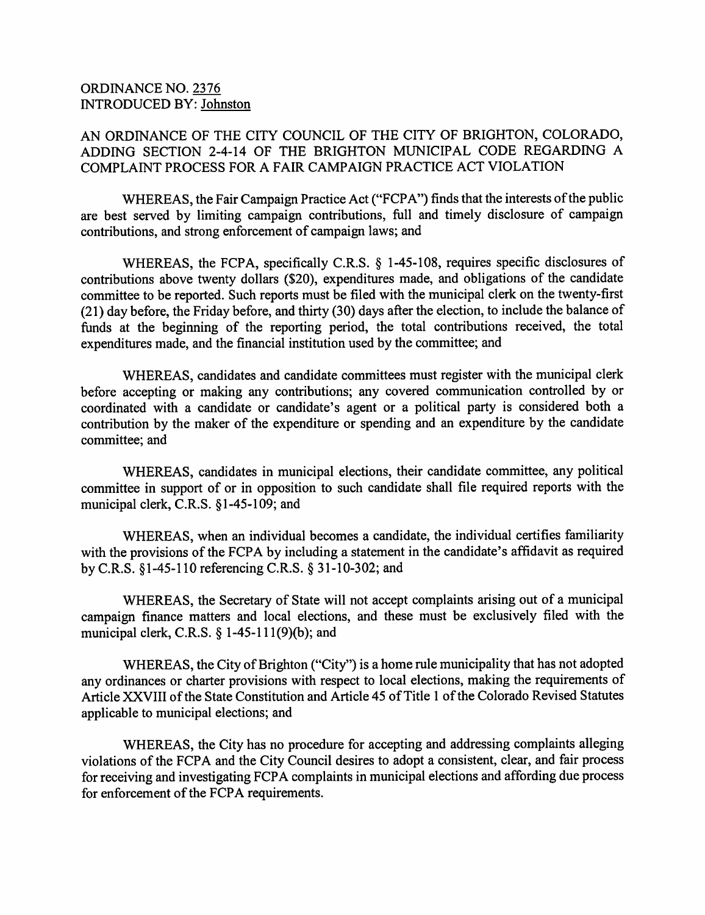ORDINANCE NO. 2376
INTRODUCED BY: Johnston

AN ORDINANCE OF THE CITY COUNCIL OF THE CITY OF BRIGHTON, COLORADO, ADDING SECTION 2-4-14 OF THE BRIGHTON MUNICIPAL CODE REGARDING A COMPLAINT PROCESS FOR A FAIR CAMPAIGN PRACTICE ACT VIOLATION

WHEREAS, the Fair Campaign Practice Act ("FCPA") finds that the interests of the public are best served by limiting campaign contributions, full and timely disclosure of campaign contributions, and strong enforcement of campaign laws; and

WHEREAS, the FCPA, specifically C.R.S. § 1-45-108, requires specific disclosures of contributions above twenty dollars ($20), expenditures made, and obligations of the candidate committee to be reported. Such reports must be filed with the municipal clerk on the twenty-first (21) day before, the Friday before, and thirty (30) days after the election, to include the balance of funds at the beginning of the reporting period, the total contributions received, the total expenditures made, and the financial institution used by the committee; and

WHEREAS, candidates and candidate committees must register with the municipal clerk before accepting or making any contributions; any covered communication controlled by or coordinated with a candidate or candidate's agent or a political party is considered both a contribution by the maker of the expenditure or spending and an expenditure by the candidate committee; and

WHEREAS, candidates in municipal elections, their candidate committee, any political committee in support of or in opposition to such candidate shall file required reports with the municipal clerk, C.R.S. §1-45-109; and

WHEREAS, when an individual becomes a candidate, the individual certifies familiarity with the provisions of the FCPA by including a statement in the candidate's affidavit as required by C.R.S. §1-45-110 referencing C.R.S. § 31-10-302; and

WHEREAS, the Secretary of State will not accept complaints arising out of a municipal campaign finance matters and local elections, and these must be exclusively filed with the municipal clerk, C.R.S. § 1-45-111(9)(b); and

WHEREAS, the City of Brighton ("City") is a home rule municipality that has not adopted any ordinances or charter provisions with respect to local elections, making the requirements of Article XXVIII of the State Constitution and Article 45 of Title 1 of the Colorado Revised Statutes applicable to municipal elections; and

WHEREAS, the City has no procedure for accepting and addressing complaints alleging violations of the FCPA and the City Council desires to adopt a consistent, clear, and fair process for receiving and investigating FCPA complaints in municipal elections and affording due process for enforcement of the FCPA requirements.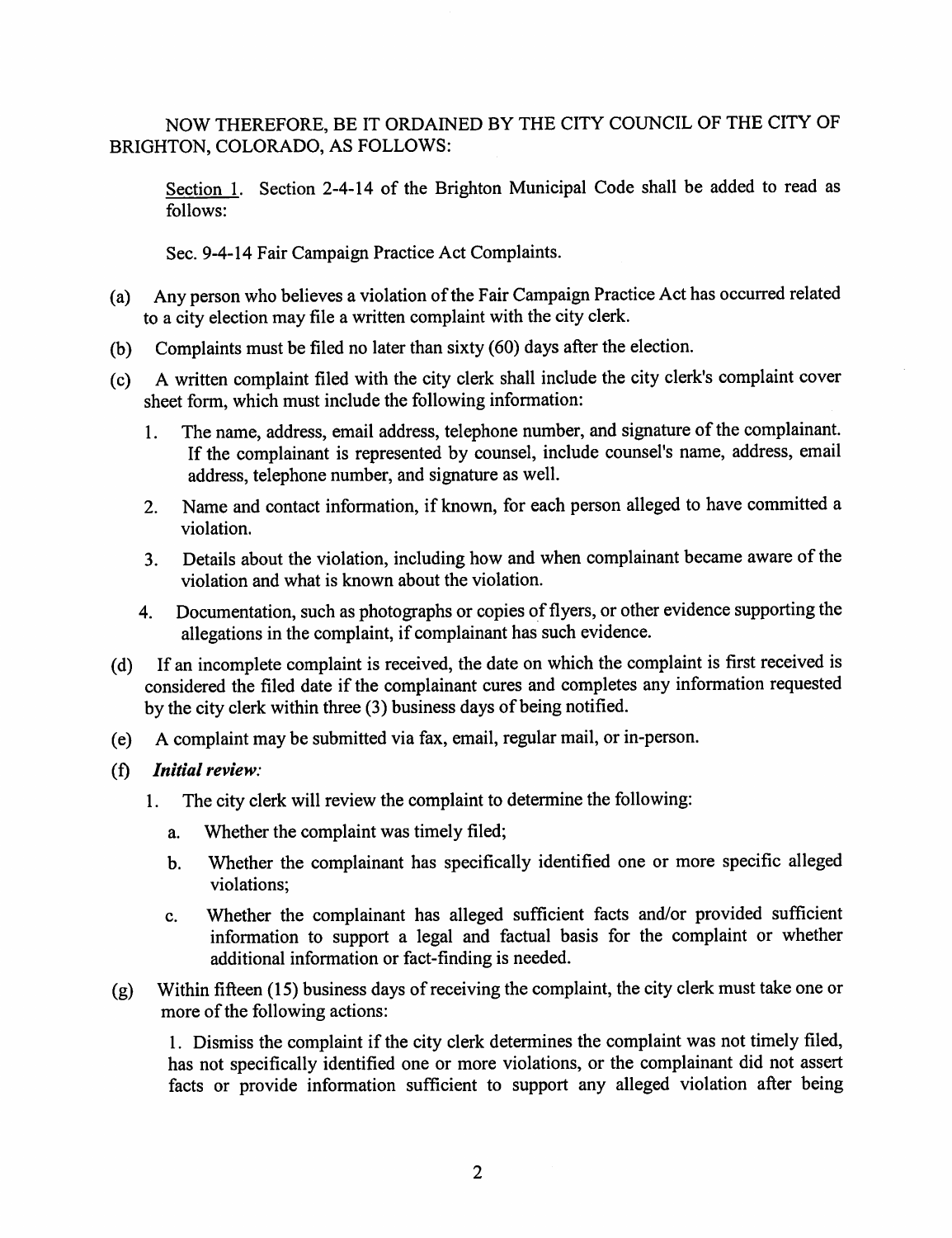NOW THEREFORE, BE IT ORDAINED BY THE CITY COUNCIL OF THE CITY OF BRIGHTON, COLORADO, AS FOLLOWS:

Section 1. Section 2-4-14 of the Brighton Municipal Code shall be added to read as follows:

Sec. 9-4-14 Fair Campaign Practice Act Complaints.

(a) Any person who believes a violation of the Fair Campaign Practice Act has occurred related to a city election may file a written complaint with the city clerk.

(b) Complaints must be filed no later than sixty (60) days after the election.

(c) A written complaint filed with the city clerk shall include the city clerk's complaint cover sheet form, which must include the following information:

1. The name, address, email address, telephone number, and signature of the complainant. If the complainant is represented by counsel, include counsel's name, address, email address, telephone number, and signature as well.
2. Name and contact information, if known, for each person alleged to have committed a violation.
3. Details about the violation, including how and when complainant became aware of the violation and what is known about the violation.
4. Documentation, such as photographs or copies of flyers, or other evidence supporting the allegations in the complaint, if complainant has such evidence.

(d) If an incomplete complaint is received, the date on which the complaint is first received is considered the filed date if the complainant cures and completes any information requested by the city clerk within three (3) business days of being notified.

(e) A complaint may be submitted via fax, email, regular mail, or in-person.

(f) ***Initial review:***

1. The city clerk will review the complaint to determine the following:
   a. Whether the complaint was timely filed;
   b. Whether the complainant has specifically identified one or more specific alleged violations;
   c. Whether the complainant has alleged sufficient facts and/or provided sufficient information to support a legal and factual basis for the complaint or whether additional information or fact-finding is needed.

(g) Within fifteen (15) business days of receiving the complaint, the city clerk must take one or more of the following actions:

1. Dismiss the complaint if the city clerk determines the complaint was not timely filed, has not specifically identified one or more violations, or the complainant did not assert facts or provide information sufficient to support any alleged violation after being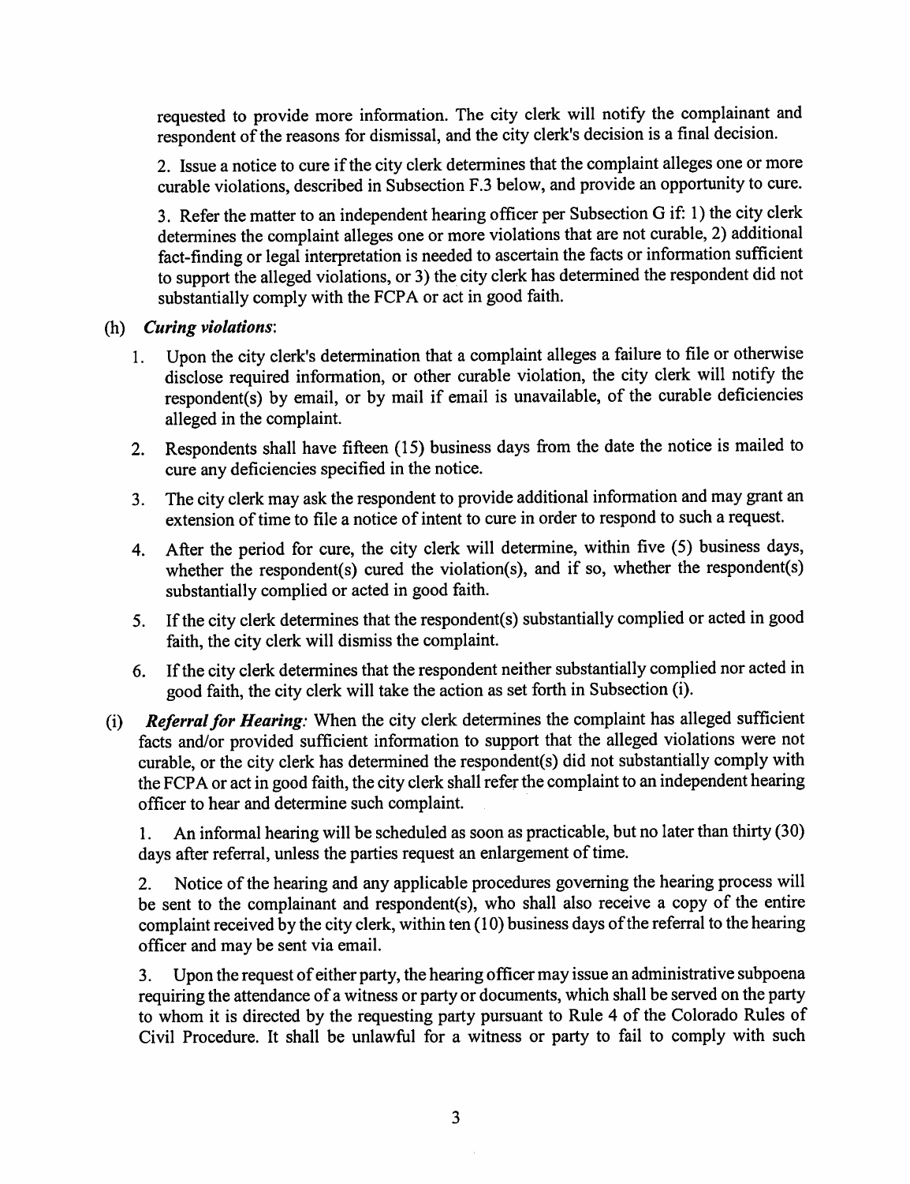requested to provide more information. The city clerk will notify the complainant and respondent of the reasons for dismissal, and the city clerk's decision is a final decision.

2. Issue a notice to cure if the city clerk determines that the complaint alleges one or more curable violations, described in Subsection F.3 below, and provide an opportunity to cure.

3. Refer the matter to an independent hearing officer per Subsection G if: 1) the city clerk determines the complaint alleges one or more violations that are not curable, 2) additional fact-finding or legal interpretation is needed to ascertain the facts or information sufficient to support the alleged violations, or 3) the city clerk has determined the respondent did not substantially comply with the FCPA or act in good faith.

(h) ***Curing violations***:

1. Upon the city clerk's determination that a complaint alleges a failure to file or otherwise disclose required information, or other curable violation, the city clerk will notify the respondent(s) by email, or by mail if email is unavailable, of the curable deficiencies alleged in the complaint.

2. Respondents shall have fifteen (15) business days from the date the notice is mailed to cure any deficiencies specified in the notice.

3. The city clerk may ask the respondent to provide additional information and may grant an extension of time to file a notice of intent to cure in order to respond to such a request.

4. After the period for cure, the city clerk will determine, within five (5) business days, whether the respondent(s) cured the violation(s), and if so, whether the respondent(s) substantially complied or acted in good faith.

5. If the city clerk determines that the respondent(s) substantially complied or acted in good faith, the city clerk will dismiss the complaint.

6. If the city clerk determines that the respondent neither substantially complied nor acted in good faith, the city clerk will take the action as set forth in Subsection (i).

(i) ***Referral for Hearing***: When the city clerk determines the complaint has alleged sufficient facts and/or provided sufficient information to support that the alleged violations were not curable, or the city clerk has determined the respondent(s) did not substantially comply with the FCPA or act in good faith, the city clerk shall refer the complaint to an independent hearing officer to hear and determine such complaint.

1. An informal hearing will be scheduled as soon as practicable, but no later than thirty (30) days after referral, unless the parties request an enlargement of time.

2. Notice of the hearing and any applicable procedures governing the hearing process will be sent to the complainant and respondent(s), who shall also receive a copy of the entire complaint received by the city clerk, within ten (10) business days of the referral to the hearing officer and may be sent via email.

3. Upon the request of either party, the hearing officer may issue an administrative subpoena requiring the attendance of a witness or party or documents, which shall be served on the party to whom it is directed by the requesting party pursuant to Rule 4 of the Colorado Rules of Civil Procedure. It shall be unlawful for a witness or party to fail to comply with such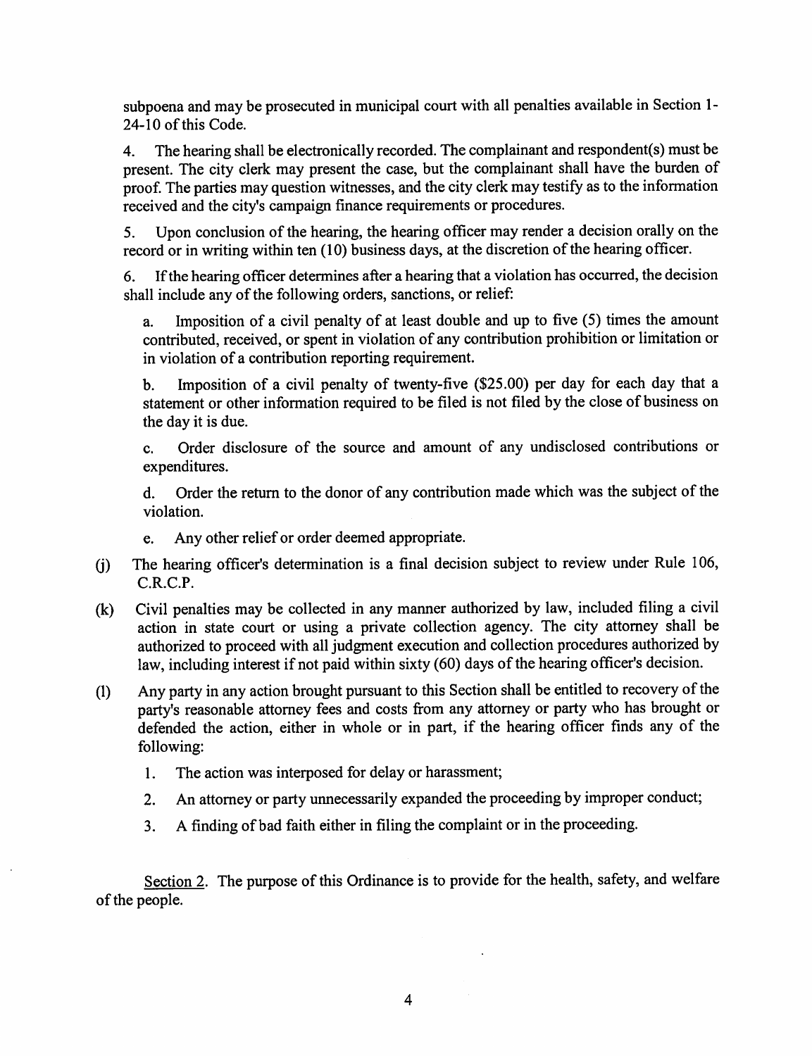subpoena and may be prosecuted in municipal court with all penalties available in Section 1-24-10 of this Code.

4. The hearing shall be electronically recorded. The complainant and respondent(s) must be present. The city clerk may present the case, but the complainant shall have the burden of proof. The parties may question witnesses, and the city clerk may testify as to the information received and the city's campaign finance requirements or procedures.

5. Upon conclusion of the hearing, the hearing officer may render a decision orally on the record or in writing within ten (10) business days, at the discretion of the hearing officer.

6. If the hearing officer determines after a hearing that a violation has occurred, the decision shall include any of the following orders, sanctions, or relief:

   a. Imposition of a civil penalty of at least double and up to five (5) times the amount contributed, received, or spent in violation of any contribution prohibition or limitation or in violation of a contribution reporting requirement.

   b. Imposition of a civil penalty of twenty-five ($25.00) per day for each day that a statement or other information required to be filed is not filed by the close of business on the day it is due.

   c. Order disclosure of the source and amount of any undisclosed contributions or expenditures.

   d. Order the return to the donor of any contribution made which was the subject of the violation.

   e. Any other relief or order deemed appropriate.

(j) The hearing officer's determination is a final decision subject to review under Rule 106, C.R.C.P.

(k) Civil penalties may be collected in any manner authorized by law, included filing a civil action in state court or using a private collection agency. The city attorney shall be authorized to proceed with all judgment execution and collection procedures authorized by law, including interest if not paid within sixty (60) days of the hearing officer's decision.

(l) Any party in any action brought pursuant to this Section shall be entitled to recovery of the party's reasonable attorney fees and costs from any attorney or party who has brought or defended the action, either in whole or in part, if the hearing officer finds any of the following:

   1. The action was interposed for delay or harassment;

   2. An attorney or party unnecessarily expanded the proceeding by improper conduct;

   3. A finding of bad faith either in filing the complaint or in the proceeding.

Section 2. The purpose of this Ordinance is to provide for the health, safety, and welfare of the people.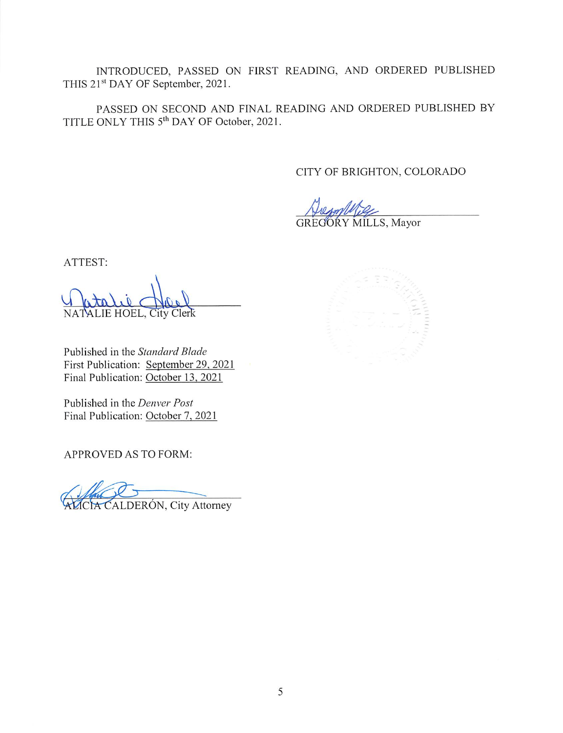INTRODUCED, PASSED ON FIRST READING, AND ORDERED PUBLISHED THIS 21st DAY OF September, 2021.

PASSED ON SECOND AND FINAL READING AND ORDERED PUBLISHED BY TITLE ONLY THIS 5th DAY OF October, 2021.

CITY OF BRIGHTON, COLORADO

GREGORY MILLS, Mayor

ATTEST:

NATALIE HOEL, City Clerk

Published in the *Standard Blade*
First Publication: September 29, 2021
Final Publication: October 13, 2021

Published in the *Denver Post*
Final Publication: October 7, 2021

APPROVED AS TO FORM:

ALICIA CALDERÓN, City Attorney